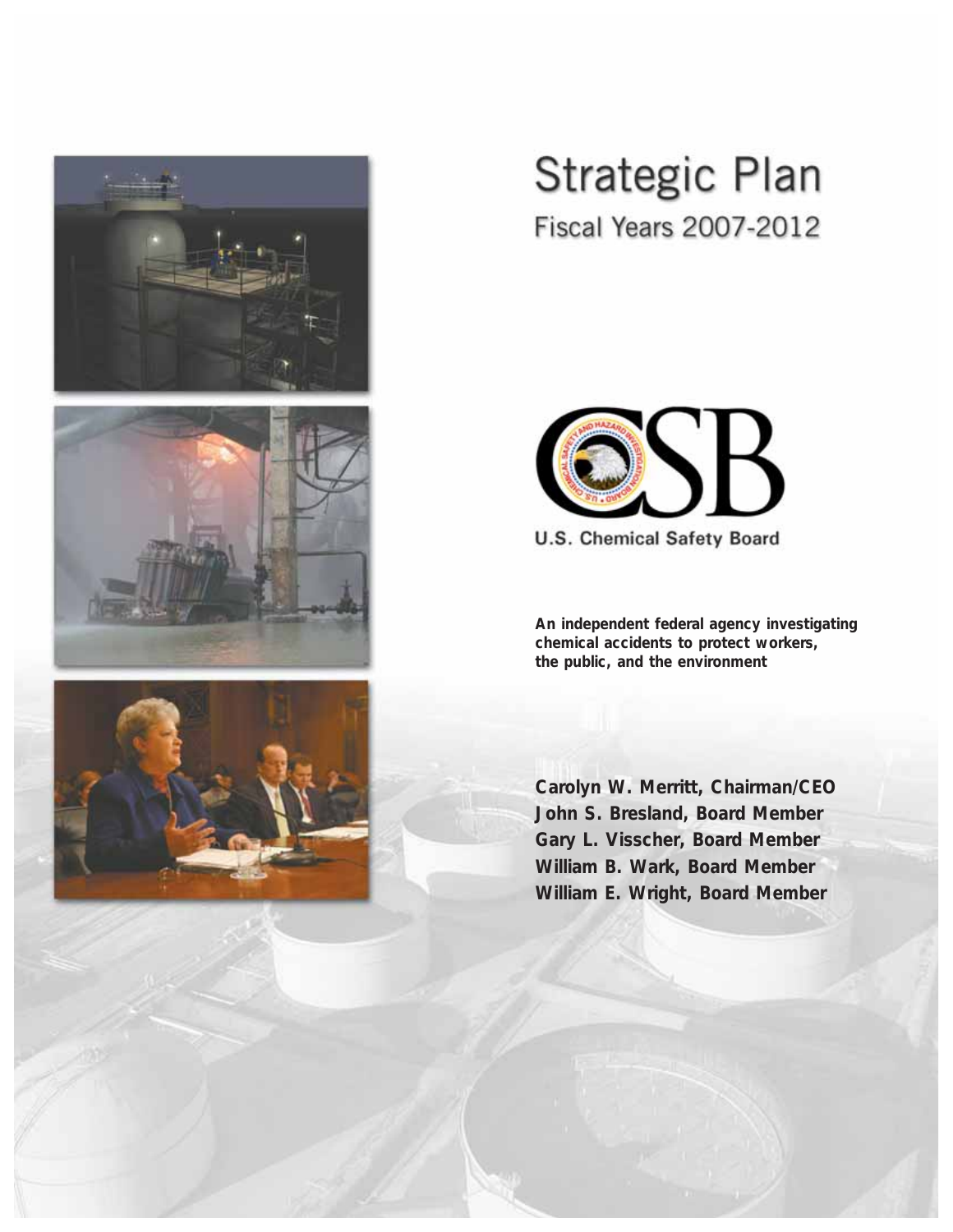# Strategic Plan

## Fiscal Years 2007-2012

CSB

U.S. Chemical Safety Board

**An independent federal agency investigating chemical accidents to protect workers, the public, and the environment**

**Carolyn W. Merritt, Chairman/CEO**
**John S. Bresland, Board Member**
**Gary L. Visscher, Board Member**
**William B. Wark, Board Member**
**William E. Wright, Board Member**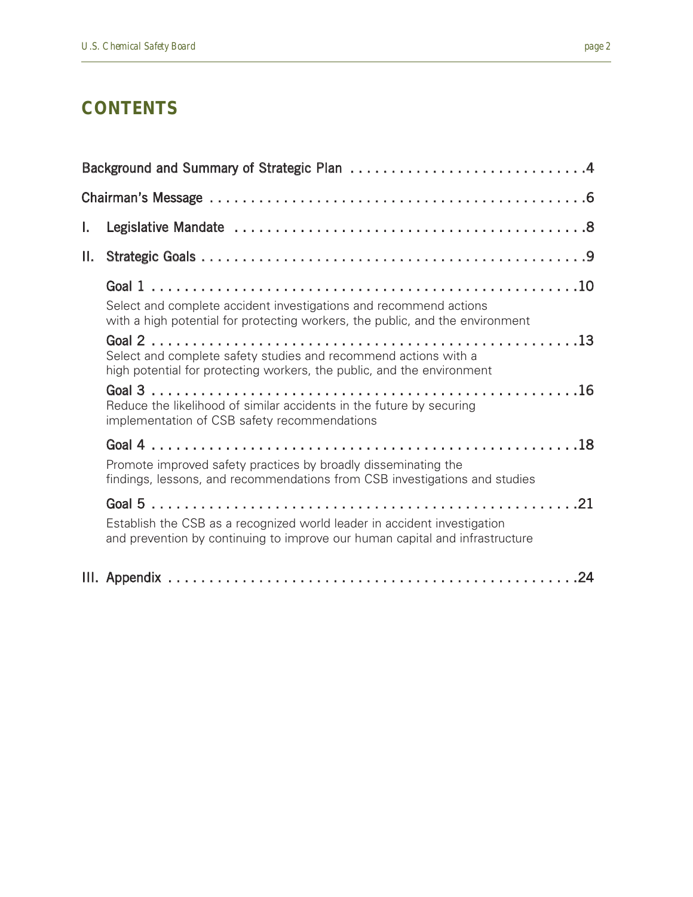# CONTENTS

Background and Summary of Strategic Plan . . . . . . . . . . . . . . . . . . . . . . . . . . . . .4

Chairman's Message . . . . . . . . . . . . . . . . . . . . . . . . . . . . . . . . . . . . . . . . . . . . .6

I. Legislative Mandate . . . . . . . . . . . . . . . . . . . . . . . . . . . . . . . . . . . . . . . . . .8

II. Strategic Goals . . . . . . . . . . . . . . . . . . . . . . . . . . . . . . . . . . . . . . . . . . . . . .9

Goal 1 . . . . . . . . . . . . . . . . . . . . . . . . . . . . . . . . . . . . . . . . . . . . . . . . . . .10

Select and complete accident investigations and recommend actions with a high potential for protecting workers, the public, and the environment

Goal 2 . . . . . . . . . . . . . . . . . . . . . . . . . . . . . . . . . . . . . . . . . . . . . . . . . . .13

Select and complete safety studies and recommend actions with a high potential for protecting workers, the public, and the environment

Goal 3 . . . . . . . . . . . . . . . . . . . . . . . . . . . . . . . . . . . . . . . . . . . . . . . . . . .16

Reduce the likelihood of similar accidents in the future by securing implementation of CSB safety recommendations

Goal 4 . . . . . . . . . . . . . . . . . . . . . . . . . . . . . . . . . . . . . . . . . . . . . . . . . . .18

Promote improved safety practices by broadly disseminating the findings, lessons, and recommendations from CSB investigations and studies

Goal 5 . . . . . . . . . . . . . . . . . . . . . . . . . . . . . . . . . . . . . . . . . . . . . . . . . . .21

Establish the CSB as a recognized world leader in accident investigation and prevention by continuing to improve our human capital and infrastructure

III. Appendix . . . . . . . . . . . . . . . . . . . . . . . . . . . . . . . . . . . . . . . . . . . . . . . .24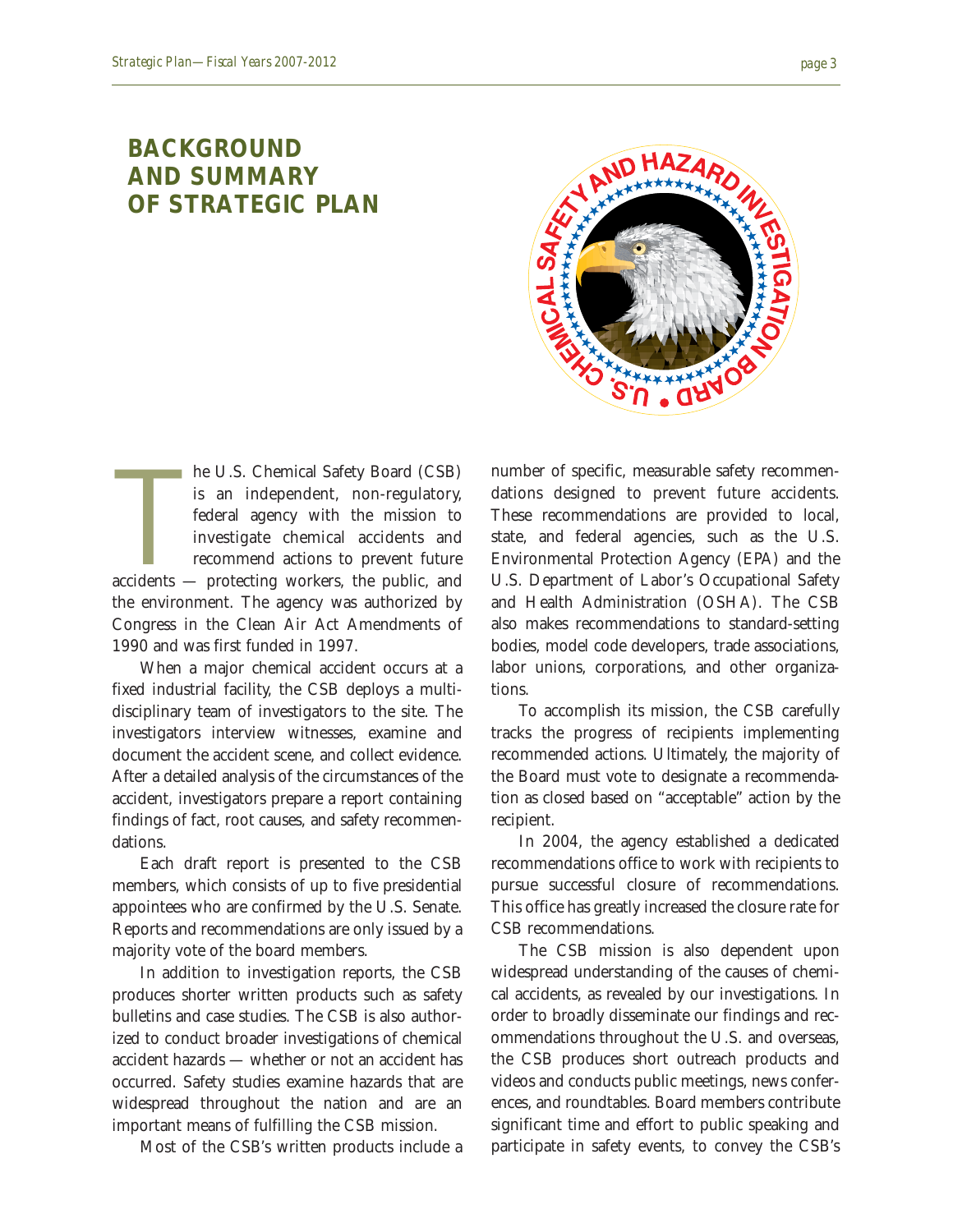# BACKGROUND AND SUMMARY OF STRATEGIC PLAN

The U.S. Chemical Safety Board (CSB) is an independent, non-regulatory, federal agency with the mission to investigate chemical accidents and recommend actions to prevent future accidents — protecting workers, the public, and the environment. The agency was authorized by Congress in the Clean Air Act Amendments of 1990 and was first funded in 1997.

When a major chemical accident occurs at a fixed industrial facility, the CSB deploys a multi-disciplinary team of investigators to the site. The investigators interview witnesses, examine and document the accident scene, and collect evidence. After a detailed analysis of the circumstances of the accident, investigators prepare a report containing findings of fact, root causes, and safety recommendations.

Each draft report is presented to the CSB members, which consists of up to five presidential appointees who are confirmed by the U.S. Senate. Reports and recommendations are only issued by a majority vote of the board members.

In addition to investigation reports, the CSB produces shorter written products such as safety bulletins and case studies. The CSB is also authorized to conduct broader investigations of chemical accident hazards — whether or not an accident has occurred. Safety studies examine hazards that are widespread throughout the nation and are an important means of fulfilling the CSB mission.

Most of the CSB's written products include a number of specific, measurable safety recommendations designed to prevent future accidents. These recommendations are provided to local, state, and federal agencies, such as the U.S. Environmental Protection Agency (EPA) and the U.S. Department of Labor's Occupational Safety and Health Administration (OSHA). The CSB also makes recommendations to standard-setting bodies, model code developers, trade associations, labor unions, corporations, and other organizations.

To accomplish its mission, the CSB carefully tracks the progress of recipients implementing recommended actions. Ultimately, the majority of the Board must vote to designate a recommendation as closed based on "acceptable" action by the recipient.

In 2004, the agency established a dedicated recommendations office to work with recipients to pursue successful closure of recommendations. This office has greatly increased the closure rate for CSB recommendations.

The CSB mission is also dependent upon widespread understanding of the causes of chemical accidents, as revealed by our investigations. In order to broadly disseminate our findings and recommendations throughout the U.S. and overseas, the CSB produces short outreach products and videos and conducts public meetings, news conferences, and roundtables. Board members contribute significant time and effort to public speaking and participate in safety events, to convey the CSB's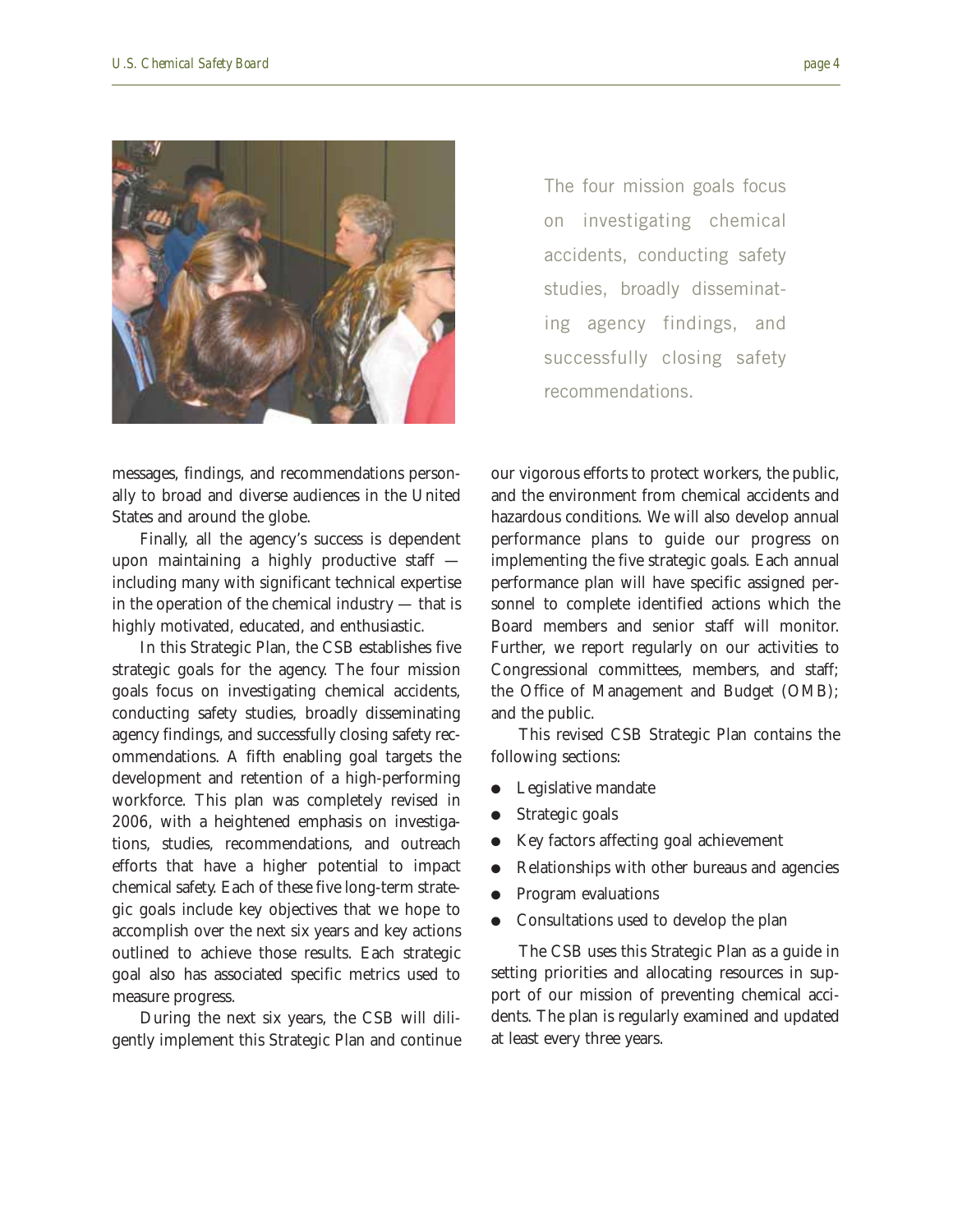> The four mission goals focus on investigating chemical accidents, conducting safety studies, broadly disseminating agency findings, and successfully closing safety recommendations.

messages, findings, and recommendations personally to broad and diverse audiences in the United States and around the globe.

Finally, all the agency's success is dependent upon maintaining a highly productive staff — including many with significant technical expertise in the operation of the chemical industry — that is highly motivated, educated, and enthusiastic.

In this Strategic Plan, the CSB establishes five strategic goals for the agency. The four mission goals focus on investigating chemical accidents, conducting safety studies, broadly disseminating agency findings, and successfully closing safety recommendations. A fifth enabling goal targets the development and retention of a high-performing workforce. This plan was completely revised in 2006, with a heightened emphasis on investigations, studies, recommendations, and outreach efforts that have a higher potential to impact chemical safety. Each of these five long-term strategic goals include key objectives that we hope to accomplish over the next six years and key actions outlined to achieve those results. Each strategic goal also has associated specific metrics used to measure progress.

During the next six years, the CSB will diligently implement this Strategic Plan and continue our vigorous efforts to protect workers, the public, and the environment from chemical accidents and hazardous conditions. We will also develop annual performance plans to guide our progress on implementing the five strategic goals. Each annual performance plan will have specific assigned personnel to complete identified actions which the Board members and senior staff will monitor. Further, we report regularly on our activities to Congressional committees, members, and staff; the Office of Management and Budget (OMB); and the public.

This revised CSB Strategic Plan contains the following sections:

- Legislative mandate
- Strategic goals
- Key factors affecting goal achievement
- Relationships with other bureaus and agencies
- Program evaluations
- Consultations used to develop the plan

The CSB uses this Strategic Plan as a guide in setting priorities and allocating resources in support of our mission of preventing chemical accidents. The plan is regularly examined and updated at least every three years.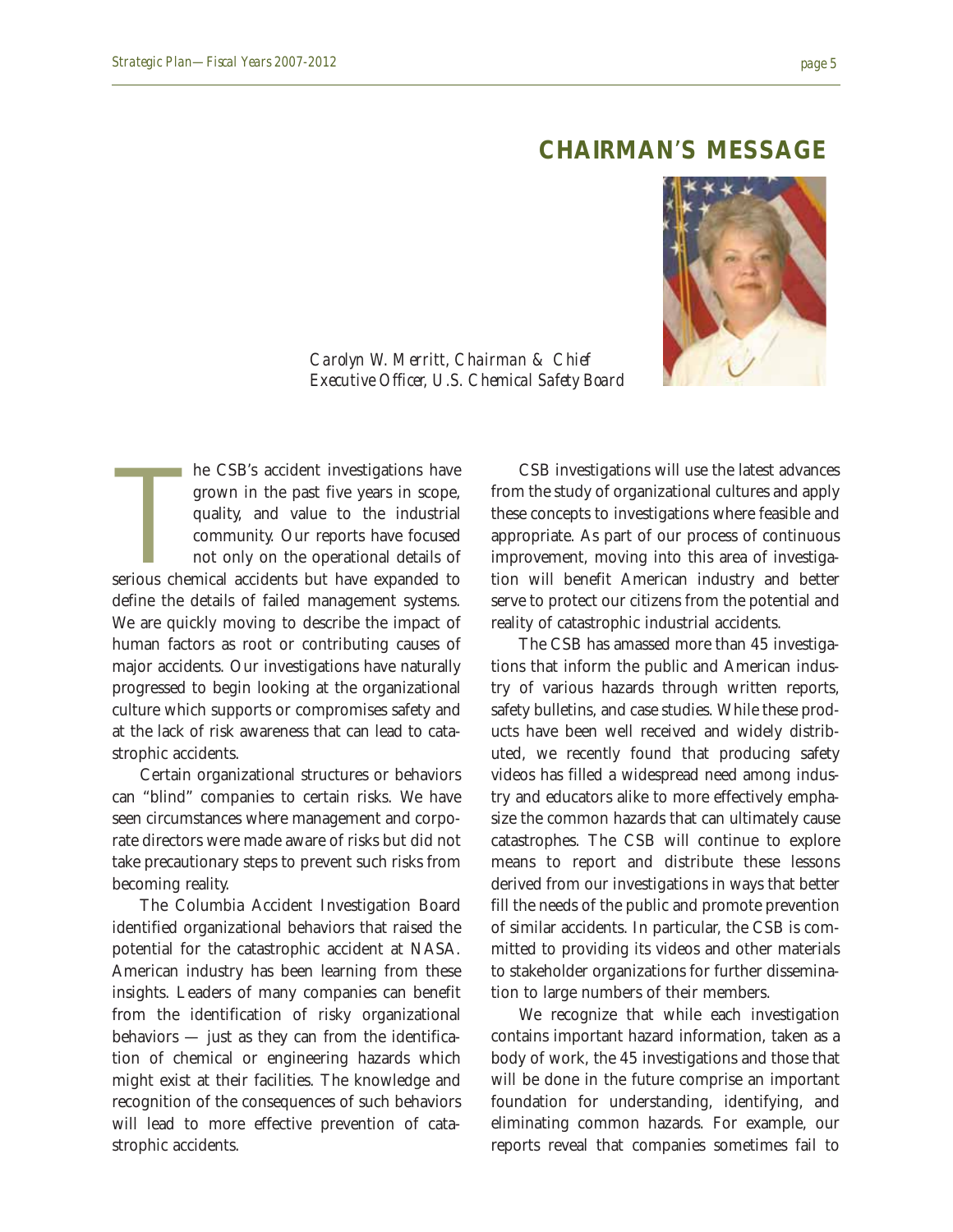## CHAIRMAN'S MESSAGE

*Carolyn W. Merritt, Chairman & Chief Executive Officer, U.S. Chemical Safety Board*

The CSB's accident investigations have grown in the past five years in scope, quality, and value to the industrial community. Our reports have focused not only on the operational details of serious chemical accidents but have expanded to define the details of failed management systems. We are quickly moving to describe the impact of human factors as root or contributing causes of major accidents. Our investigations have naturally progressed to begin looking at the organizational culture which supports or compromises safety and at the lack of risk awareness that can lead to catastrophic accidents.

Certain organizational structures or behaviors can "blind" companies to certain risks. We have seen circumstances where management and corporate directors were made aware of risks but did not take precautionary steps to prevent such risks from becoming reality.

The Columbia Accident Investigation Board identified organizational behaviors that raised the potential for the catastrophic accident at NASA. American industry has been learning from these insights. Leaders of many companies can benefit from the identification of risky organizational behaviors — just as they can from the identification of chemical or engineering hazards which might exist at their facilities. The knowledge and recognition of the consequences of such behaviors will lead to more effective prevention of catastrophic accidents.

CSB investigations will use the latest advances from the study of organizational cultures and apply these concepts to investigations where feasible and appropriate. As part of our process of continuous improvement, moving into this area of investigation will benefit American industry and better serve to protect our citizens from the potential and reality of catastrophic industrial accidents.

The CSB has amassed more than 45 investigations that inform the public and American industry of various hazards through written reports, safety bulletins, and case studies. While these products have been well received and widely distributed, we recently found that producing safety videos has filled a widespread need among industry and educators alike to more effectively emphasize the common hazards that can ultimately cause catastrophes. The CSB will continue to explore means to report and distribute these lessons derived from our investigations in ways that better fill the needs of the public and promote prevention of similar accidents. In particular, the CSB is committed to providing its videos and other materials to stakeholder organizations for further dissemination to large numbers of their members.

We recognize that while each investigation contains important hazard information, taken as a body of work, the 45 investigations and those that will be done in the future comprise an important foundation for understanding, identifying, and eliminating common hazards. For example, our reports reveal that companies sometimes fail to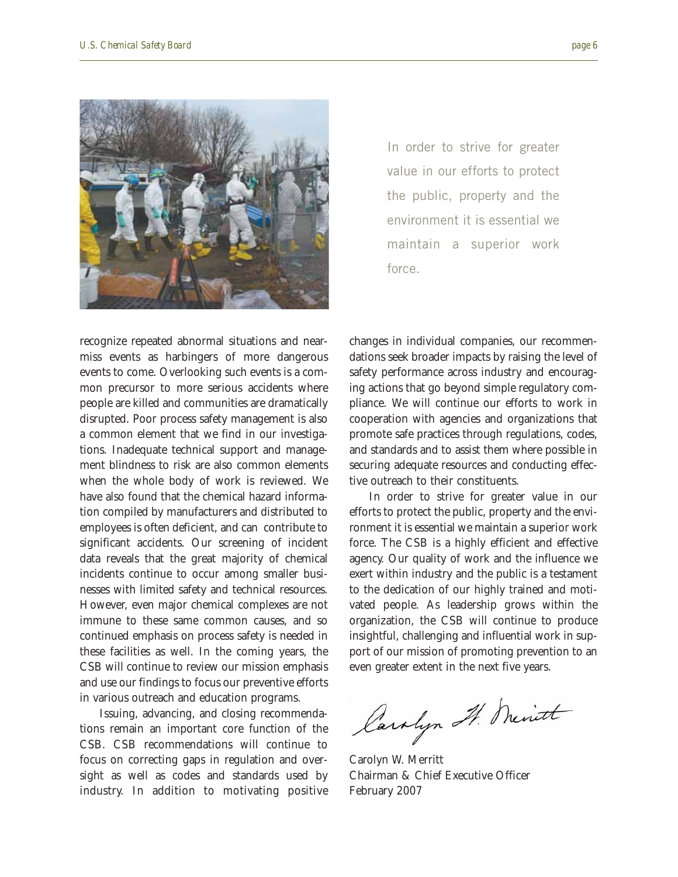In order to strive for greater value in our efforts to protect the public, property and the environment it is essential we maintain a superior work force.

recognize repeated abnormal situations and near-miss events as harbingers of more dangerous events to come. Overlooking such events is a common precursor to more serious accidents where people are killed and communities are dramatically disrupted. Poor process safety management is also a common element that we find in our investigations. Inadequate technical support and management blindness to risk are also common elements when the whole body of work is reviewed. We have also found that the chemical hazard information compiled by manufacturers and distributed to employees is often deficient, and can contribute to significant accidents. Our screening of incident data reveals that the great majority of chemical incidents continue to occur among smaller businesses with limited safety and technical resources. However, even major chemical complexes are not immune to these same common causes, and so continued emphasis on process safety is needed in these facilities as well. In the coming years, the CSB will continue to review our mission emphasis and use our findings to focus our preventive efforts in various outreach and education programs.

Issuing, advancing, and closing recommendations remain an important core function of the CSB. CSB recommendations will continue to focus on correcting gaps in regulation and oversight as well as codes and standards used by industry. In addition to motivating positive changes in individual companies, our recommendations seek broader impacts by raising the level of safety performance across industry and encouraging actions that go beyond simple regulatory compliance. We will continue our efforts to work in cooperation with agencies and organizations that promote safe practices through regulations, codes, and standards and to assist them where possible in securing adequate resources and conducting effective outreach to their constituents.

In order to strive for greater value in our efforts to protect the public, property and the environment it is essential we maintain a superior work force. The CSB is a highly efficient and effective agency. Our quality of work and the influence we exert within industry and the public is a testament to the dedication of our highly trained and motivated people. As leadership grows within the organization, the CSB will continue to produce insightful, challenging and influential work in support of our mission of promoting prevention to an even greater extent in the next five years.

Carolyn W. Merritt
Chairman & Chief Executive Officer
February 2007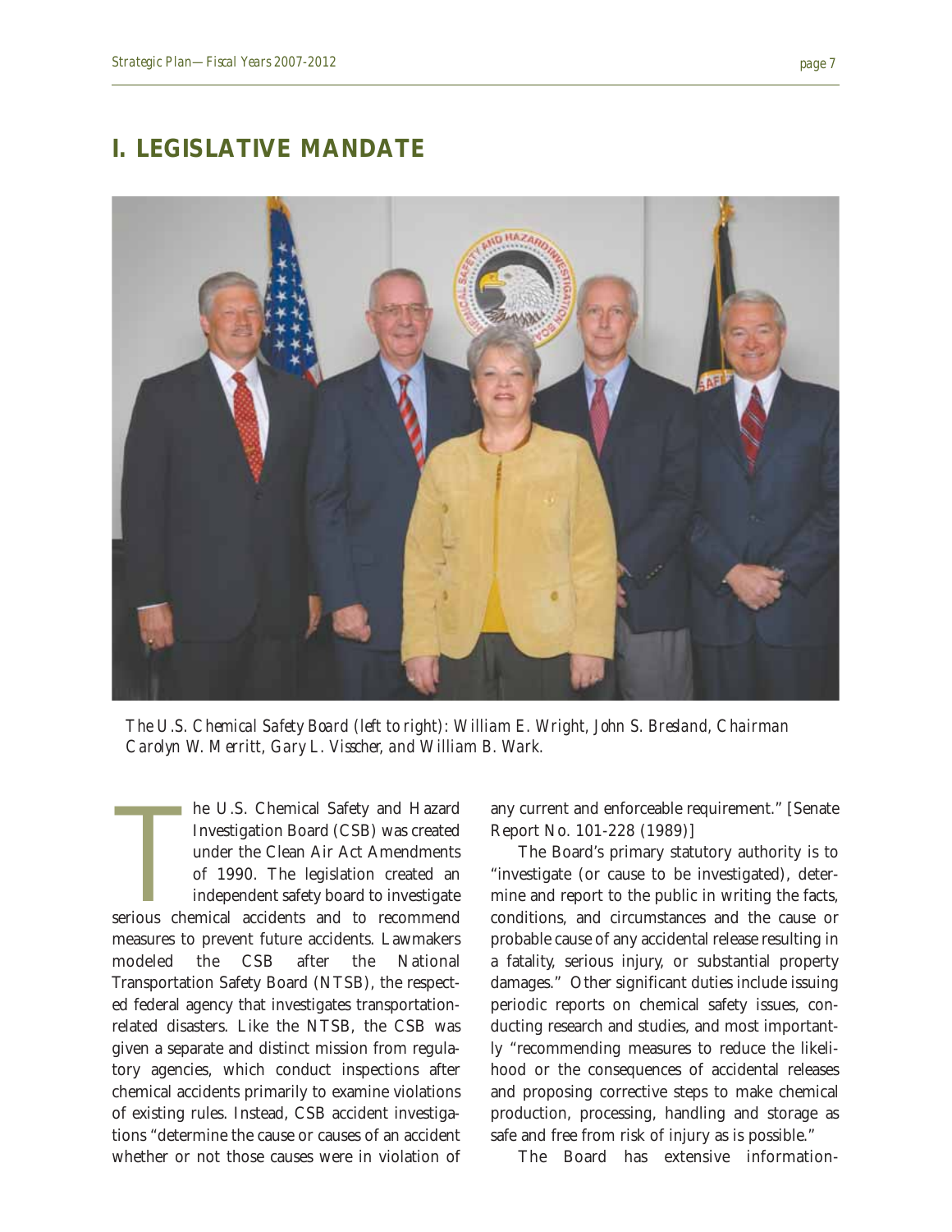# I. LEGISLATIVE MANDATE

*The U.S. Chemical Safety Board (left to right): William E. Wright, John S. Bresland, Chairman Carolyn W. Merritt, Gary L. Visscher, and William B. Wark.*

The U.S. Chemical Safety and Hazard Investigation Board (CSB) was created under the Clean Air Act Amendments of 1990. The legislation created an independent safety board to investigate serious chemical accidents and to recommend measures to prevent future accidents. Lawmakers modeled the CSB after the National Transportation Safety Board (NTSB), the respected federal agency that investigates transportation-related disasters. Like the NTSB, the CSB was given a separate and distinct mission from regulatory agencies, which conduct inspections after chemical accidents primarily to examine violations of existing rules. Instead, CSB accident investigations "determine the cause or causes of an accident whether or not those causes were in violation of any current and enforceable requirement." [Senate Report No. 101-228 (1989)]

The Board's primary statutory authority is to "investigate (or cause to be investigated), determine and report to the public in writing the facts, conditions, and circumstances and the cause or probable cause of any accidental release resulting in a fatality, serious injury, or substantial property damages." Other significant duties include issuing periodic reports on chemical safety issues, conducting research and studies, and most importantly "recommending measures to reduce the likelihood or the consequences of accidental releases and proposing corrective steps to make chemical production, processing, handling and storage as safe and free from risk of injury as is possible."

The Board has extensive information-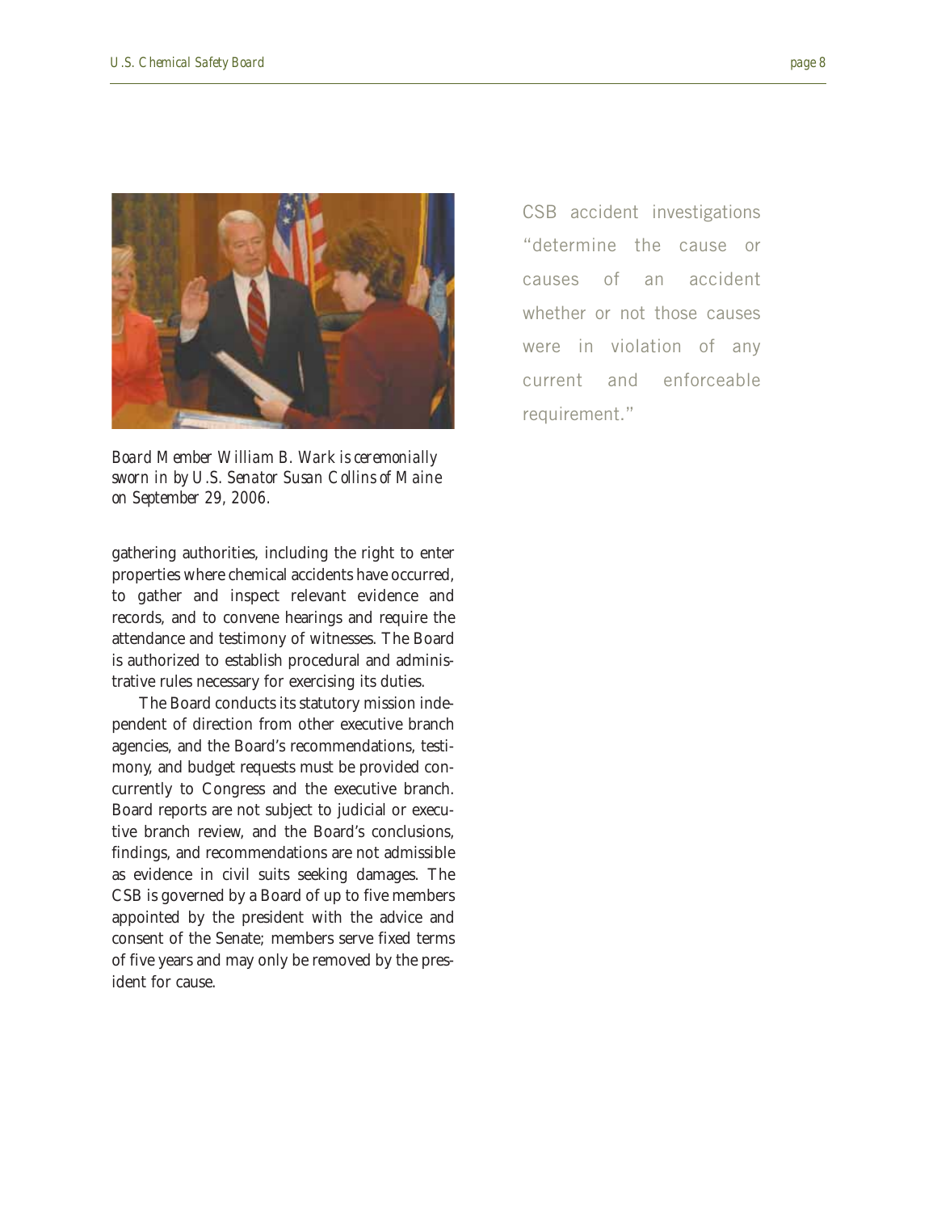*Board Member William B. Wark is ceremonially sworn in by U.S. Senator Susan Collins of Maine on September 29, 2006.*

gathering authorities, including the right to enter properties where chemical accidents have occurred, to gather and inspect relevant evidence and records, and to convene hearings and require the attendance and testimony of witnesses. The Board is authorized to establish procedural and administrative rules necessary for exercising its duties.

The Board conducts its statutory mission independent of direction from other executive branch agencies, and the Board's recommendations, testimony, and budget requests must be provided concurrently to Congress and the executive branch. Board reports are not subject to judicial or executive branch review, and the Board's conclusions, findings, and recommendations are not admissible as evidence in civil suits seeking damages. The CSB is governed by a Board of up to five members appointed by the president with the advice and consent of the Senate; members serve fixed terms of five years and may only be removed by the president for cause.

CSB accident investigations "determine the cause or causes of an accident whether or not those causes were in violation of any current and enforceable requirement."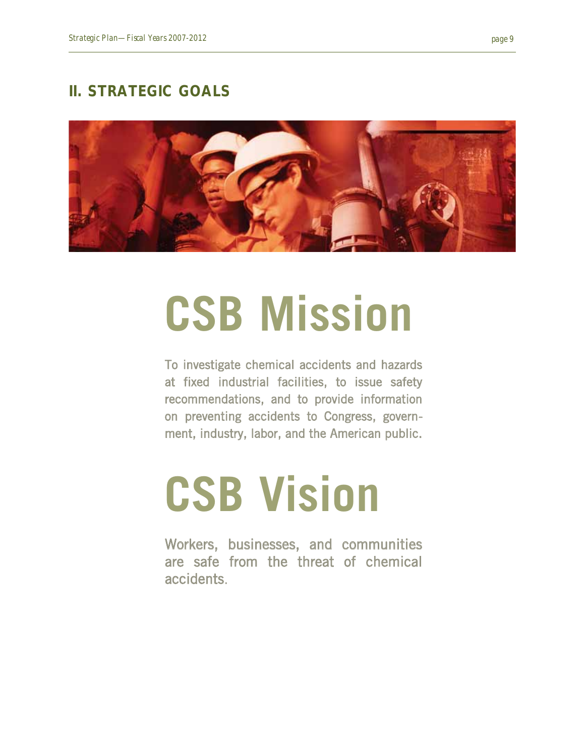## II. STRATEGIC GOALS

# CSB Mission

To investigate chemical accidents and hazards at fixed industrial facilities, to issue safety recommendations, and to provide information on preventing accidents to Congress, government, industry, labor, and the American public.

# CSB Vision

Workers, businesses, and communities are safe from the threat of chemical accidents.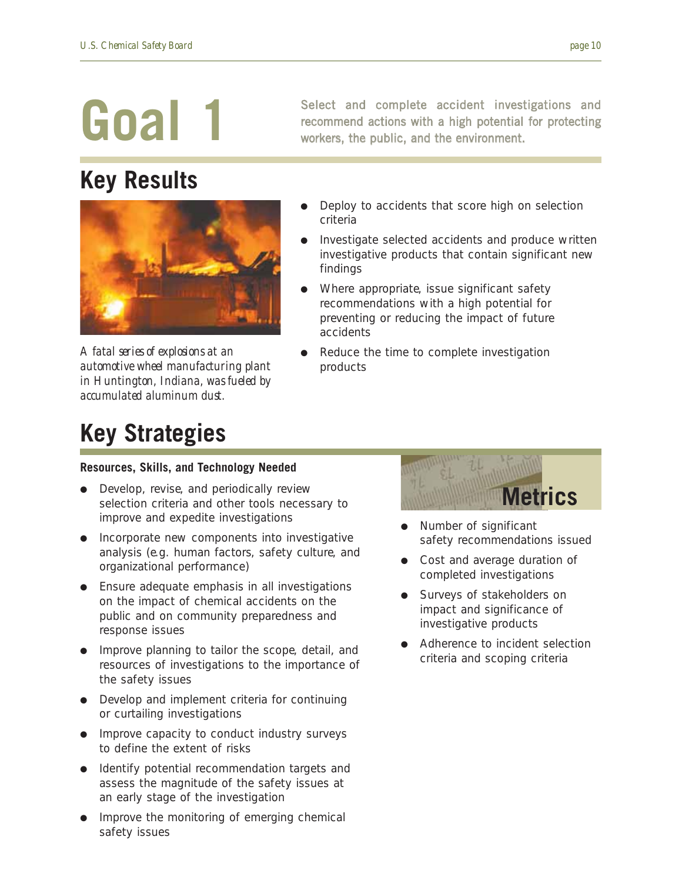# Goal 1

Select and complete accident investigations and recommend actions with a high potential for protecting workers, the public, and the environment.

## Key Results

*A fatal series of explosions at an automotive wheel manufacturing plant in Huntington, Indiana, was fueled by accumulated aluminum dust.*

- Deploy to accidents that score high on selection criteria
- Investigate selected accidents and produce written investigative products that contain significant new findings
- Where appropriate, issue significant safety recommendations with a high potential for preventing or reducing the impact of future accidents
- Reduce the time to complete investigation products

## Key Strategies

**Resources, Skills, and Technology Needed**

- Develop, revise, and periodically review selection criteria and other tools necessary to improve and expedite investigations
- Incorporate new components into investigative analysis (e.g. human factors, safety culture, and organizational performance)
- Ensure adequate emphasis in all investigations on the impact of chemical accidents on the public and on community preparedness and response issues
- Improve planning to tailor the scope, detail, and resources of investigations to the importance of the safety issues
- Develop and implement criteria for continuing or curtailing investigations
- Improve capacity to conduct industry surveys to define the extent of risks
- Identify potential recommendation targets and assess the magnitude of the safety issues at an early stage of the investigation
- Improve the monitoring of emerging chemical safety issues

## Metrics

- Number of significant safety recommendations issued
- Cost and average duration of completed investigations
- Surveys of stakeholders on impact and significance of investigative products
- Adherence to incident selection criteria and scoping criteria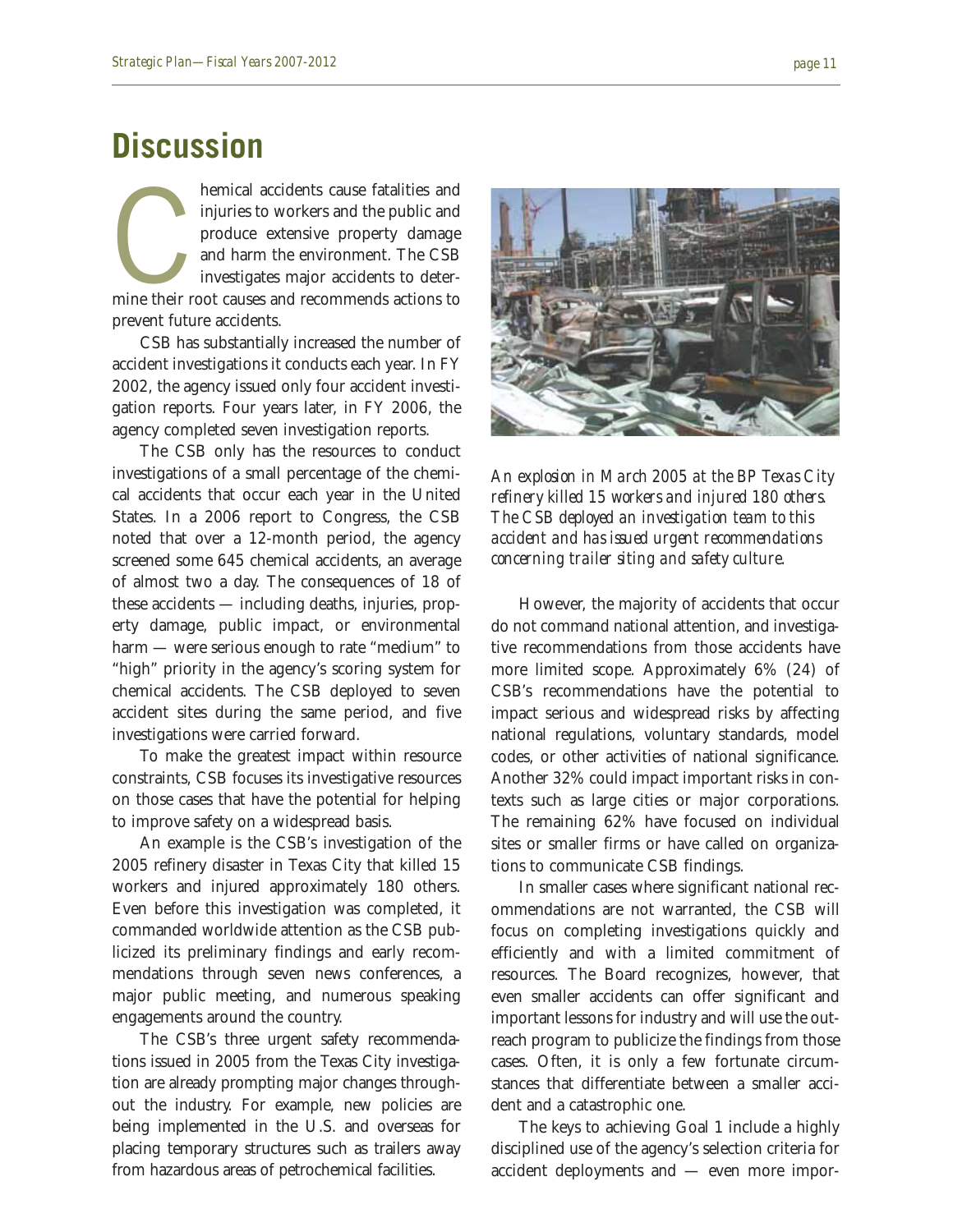# Discussion

Chemical accidents cause fatalities and injuries to workers and the public and produce extensive property damage and harm the environment. The CSB investigates major accidents to determine their root causes and recommends actions to prevent future accidents.

CSB has substantially increased the number of accident investigations it conducts each year. In FY 2002, the agency issued only four accident investigation reports. Four years later, in FY 2006, the agency completed seven investigation reports.

The CSB only has the resources to conduct investigations of a small percentage of the chemical accidents that occur each year in the United States. In a 2006 report to Congress, the CSB noted that over a 12-month period, the agency screened some 645 chemical accidents, an average of almost two a day. The consequences of 18 of these accidents — including deaths, injuries, property damage, public impact, or environmental harm — were serious enough to rate "medium" to "high" priority in the agency's scoring system for chemical accidents. The CSB deployed to seven accident sites during the same period, and five investigations were carried forward.

To make the greatest impact within resource constraints, CSB focuses its investigative resources on those cases that have the potential for helping to improve safety on a widespread basis.

An example is the CSB's investigation of the 2005 refinery disaster in Texas City that killed 15 workers and injured approximately 180 others. Even before this investigation was completed, it commanded worldwide attention as the CSB publicized its preliminary findings and early recommendations through seven news conferences, a major public meeting, and numerous speaking engagements around the country.

The CSB's three urgent safety recommendations issued in 2005 from the Texas City investigation are already prompting major changes throughout the industry. For example, new policies are being implemented in the U.S. and overseas for placing temporary structures such as trailers away from hazardous areas of petrochemical facilities.

*An explosion in March 2005 at the BP Texas City refinery killed 15 workers and injured 180 others. The CSB deployed an investigation team to this accident and has issued urgent recommendations concerning trailer siting and safety culture.*

However, the majority of accidents that occur do not command national attention, and investigative recommendations from those accidents have more limited scope. Approximately 6% (24) of CSB's recommendations have the potential to impact serious and widespread risks by affecting national regulations, voluntary standards, model codes, or other activities of national significance. Another 32% could impact important risks in contexts such as large cities or major corporations. The remaining 62% have focused on individual sites or smaller firms or have called on organizations to communicate CSB findings.

In smaller cases where significant national recommendations are not warranted, the CSB will focus on completing investigations quickly and efficiently and with a limited commitment of resources. The Board recognizes, however, that even smaller accidents can offer significant and important lessons for industry and will use the outreach program to publicize the findings from those cases. Often, it is only a few fortunate circumstances that differentiate between a smaller accident and a catastrophic one.

The keys to achieving Goal 1 include a highly disciplined use of the agency's selection criteria for accident deployments and — even more impor-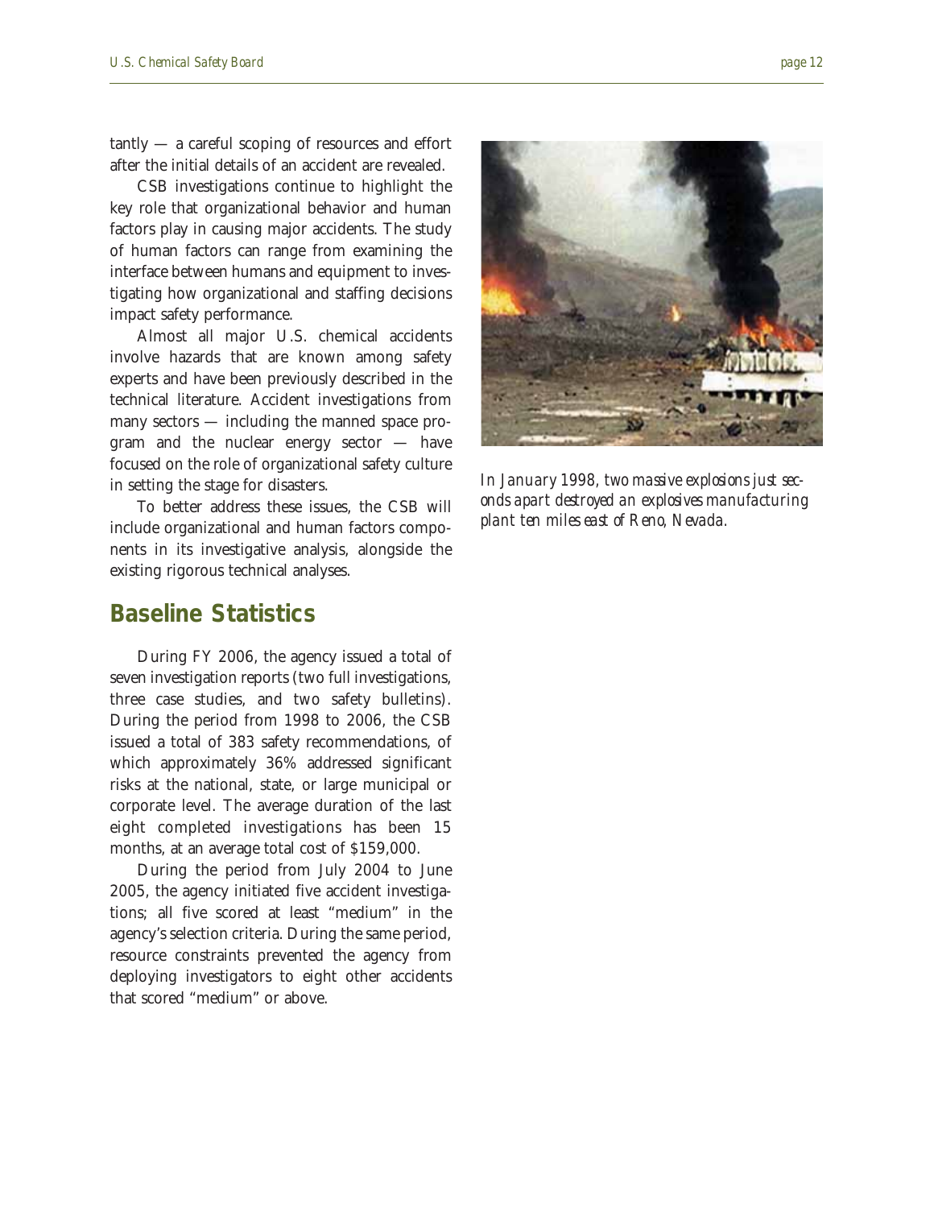tantly — a careful scoping of resources and effort after the initial details of an accident are revealed.

CSB investigations continue to highlight the key role that organizational behavior and human factors play in causing major accidents. The study of human factors can range from examining the interface between humans and equipment to investigating how organizational and staffing decisions impact safety performance.

Almost all major U.S. chemical accidents involve hazards that are known among safety experts and have been previously described in the technical literature. Accident investigations from many sectors — including the manned space program and the nuclear energy sector — have focused on the role of organizational safety culture in setting the stage for disasters.

To better address these issues, the CSB will include organizational and human factors components in its investigative analysis, alongside the existing rigorous technical analyses.

*In January 1998, two massive explosions just seconds apart destroyed an explosives manufacturing plant ten miles east of Reno, Nevada.*

## Baseline Statistics

During FY 2006, the agency issued a total of seven investigation reports (two full investigations, three case studies, and two safety bulletins). During the period from 1998 to 2006, the CSB issued a total of 383 safety recommendations, of which approximately 36% addressed significant risks at the national, state, or large municipal or corporate level. The average duration of the last eight completed investigations has been 15 months, at an average total cost of $159,000.

During the period from July 2004 to June 2005, the agency initiated five accident investigations; all five scored at least "medium" in the agency's selection criteria. During the same period, resource constraints prevented the agency from deploying investigators to eight other accidents that scored "medium" or above.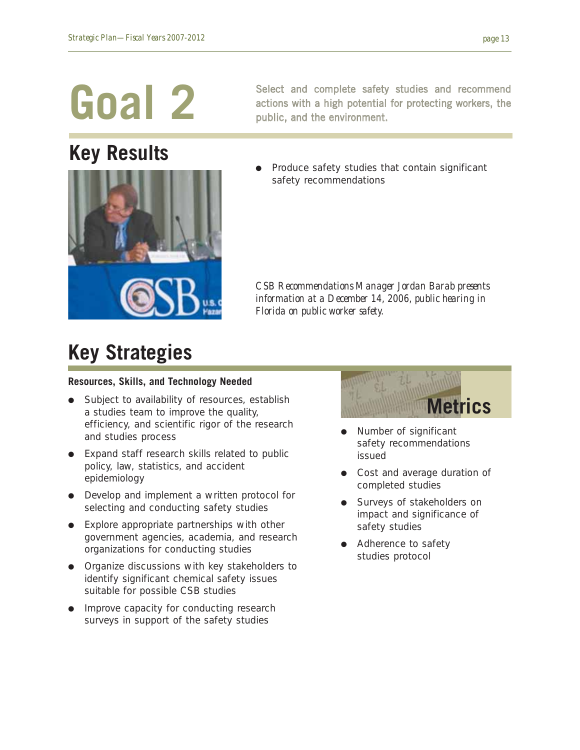# Goal 2

Select and complete safety studies and recommend actions with a high potential for protecting workers, the public, and the environment.

## Key Results

- Produce safety studies that contain significant safety recommendations

*CSB Recommendations Manager Jordan Barab presents information at a December 14, 2006, public hearing in Florida on public worker safety.*

## Key Strategies

**Resources, Skills, and Technology Needed**

- Subject to availability of resources, establish a studies team to improve the quality, efficiency, and scientific rigor of the research and studies process
- Expand staff research skills related to public policy, law, statistics, and accident epidemiology
- Develop and implement a written protocol for selecting and conducting safety studies
- Explore appropriate partnerships with other government agencies, academia, and research organizations for conducting studies
- Organize discussions with key stakeholders to identify significant chemical safety issues suitable for possible CSB studies
- Improve capacity for conducting research surveys in support of the safety studies

## Metrics

- Number of significant safety recommendations issued
- Cost and average duration of completed studies
- Surveys of stakeholders on impact and significance of safety studies
- Adherence to safety studies protocol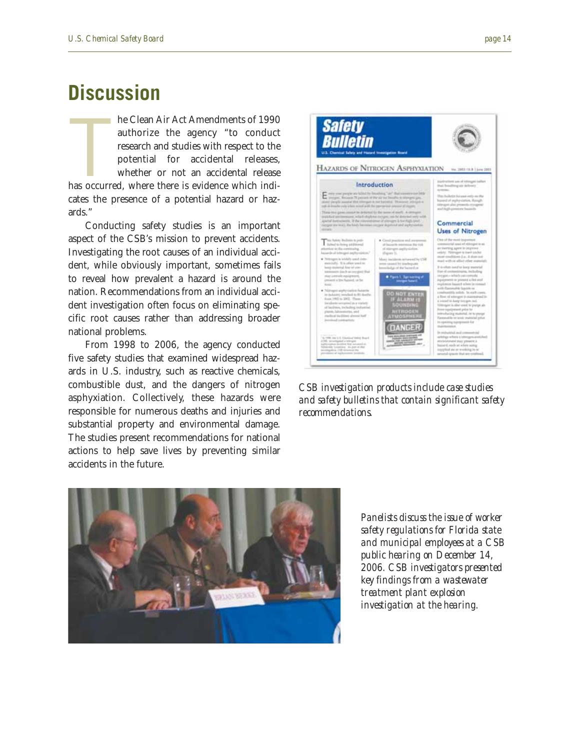## Discussion

The Clean Air Act Amendments of 1990 authorize the agency "to conduct research and studies with respect to the potential for accidental releases, whether or not an accidental release has occurred, where there is evidence which indicates the presence of a potential hazard or hazards."

Conducting safety studies is an important aspect of the CSB's mission to prevent accidents. Investigating the root causes of an individual accident, while obviously important, sometimes fails to reveal how prevalent a hazard is around the nation. Recommendations from an individual accident investigation often focus on eliminating specific root causes rather than addressing broader national problems.

From 1998 to 2006, the agency conducted five safety studies that examined widespread hazards in U.S. industry, such as reactive chemicals, combustible dust, and the dangers of nitrogen asphyxiation. Collectively, these hazards were responsible for numerous deaths and injuries and substantial property and environmental damage. The studies present recommendations for national actions to help save lives by preventing similar accidents in the future.

*CSB investigation products include case studies and safety bulletins that contain significant safety recommendations.*

*Panelists discuss the issue of worker safety regulations for Florida state and municipal employees at a CSB public hearing on December 14, 2006. CSB investigators presented key findings from a wastewater treatment plant explosion investigation at the hearing.*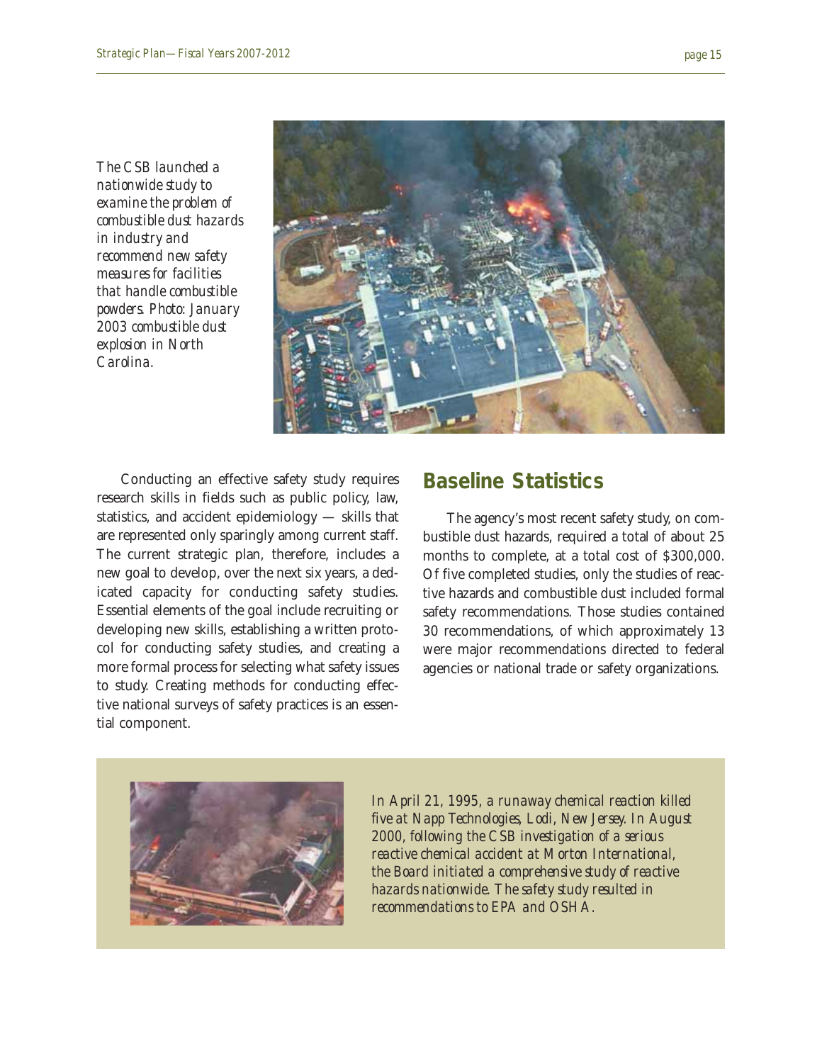*The CSB launched a nationwide study to examine the problem of combustible dust hazards in industry and recommend new safety measures for facilities that handle combustible powders. Photo: January 2003 combustible dust explosion in North Carolina.*

Conducting an effective safety study requires research skills in fields such as public policy, law, statistics, and accident epidemiology — skills that are represented only sparingly among current staff. The current strategic plan, therefore, includes a new goal to develop, over the next six years, a dedicated capacity for conducting safety studies. Essential elements of the goal include recruiting or developing new skills, establishing a written protocol for conducting safety studies, and creating a more formal process for selecting what safety issues to study. Creating methods for conducting effective national surveys of safety practices is an essential component.

## Baseline Statistics

The agency's most recent safety study, on combustible dust hazards, required a total of about 25 months to complete, at a total cost of $300,000. Of five completed studies, only the studies of reactive hazards and combustible dust included formal safety recommendations. Those studies contained 30 recommendations, of which approximately 13 were major recommendations directed to federal agencies or national trade or safety organizations.

*In April 21, 1995, a runaway chemical reaction killed five at Napp Technologies, Lodi, New Jersey. In August 2000, following the CSB investigation of a serious reactive chemical accident at Morton International, the Board initiated a comprehensive study of reactive hazards nationwide. The safety study resulted in recommendations to EPA and OSHA.*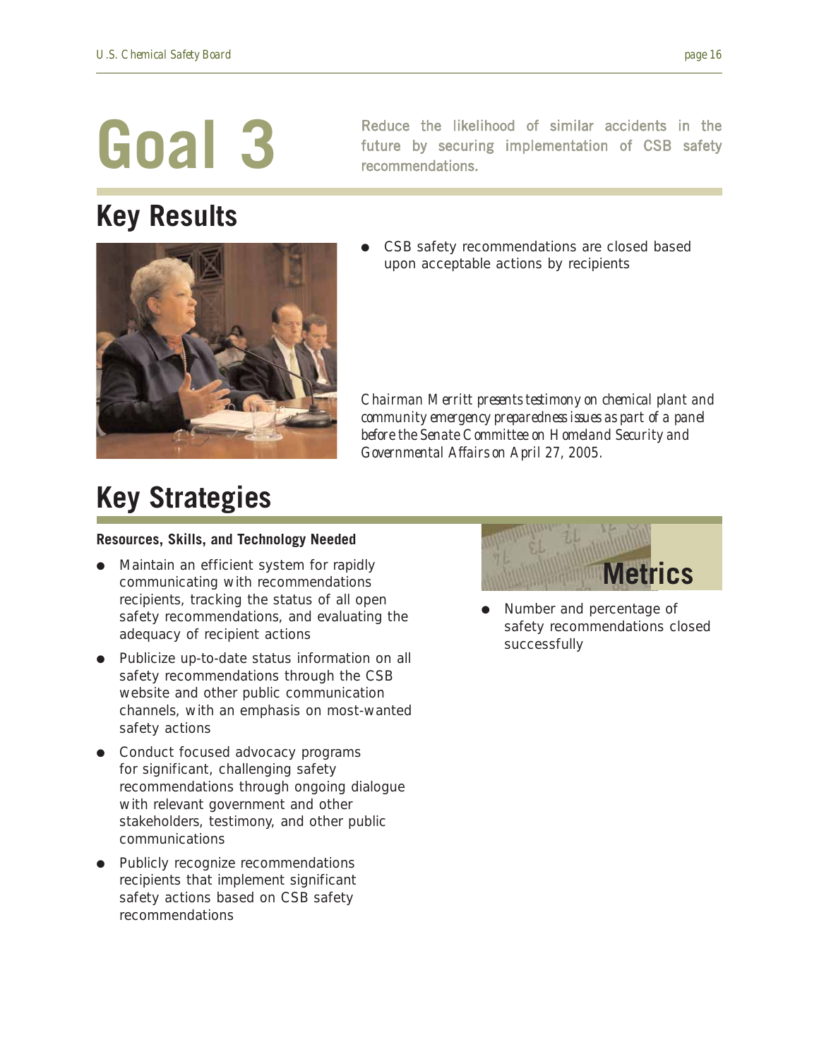# Goal 3

Reduce the likelihood of similar accidents in the future by securing implementation of CSB safety recommendations.

## Key Results

- CSB safety recommendations are closed based upon acceptable actions by recipients

*Chairman Merritt presents testimony on chemical plant and community emergency preparedness issues as part of a panel before the Senate Committee on Homeland Security and Governmental Affairs on April 27, 2005.*

## Key Strategies

### Resources, Skills, and Technology Needed

- Maintain an efficient system for rapidly communicating with recommendations recipients, tracking the status of all open safety recommendations, and evaluating the adequacy of recipient actions
- Publicize up-to-date status information on all safety recommendations through the CSB website and other public communication channels, with an emphasis on most-wanted safety actions
- Conduct focused advocacy programs for significant, challenging safety recommendations through ongoing dialogue with relevant government and other stakeholders, testimony, and other public communications
- Publicly recognize recommendations recipients that implement significant safety actions based on CSB safety recommendations

## Metrics

- Number and percentage of safety recommendations closed successfully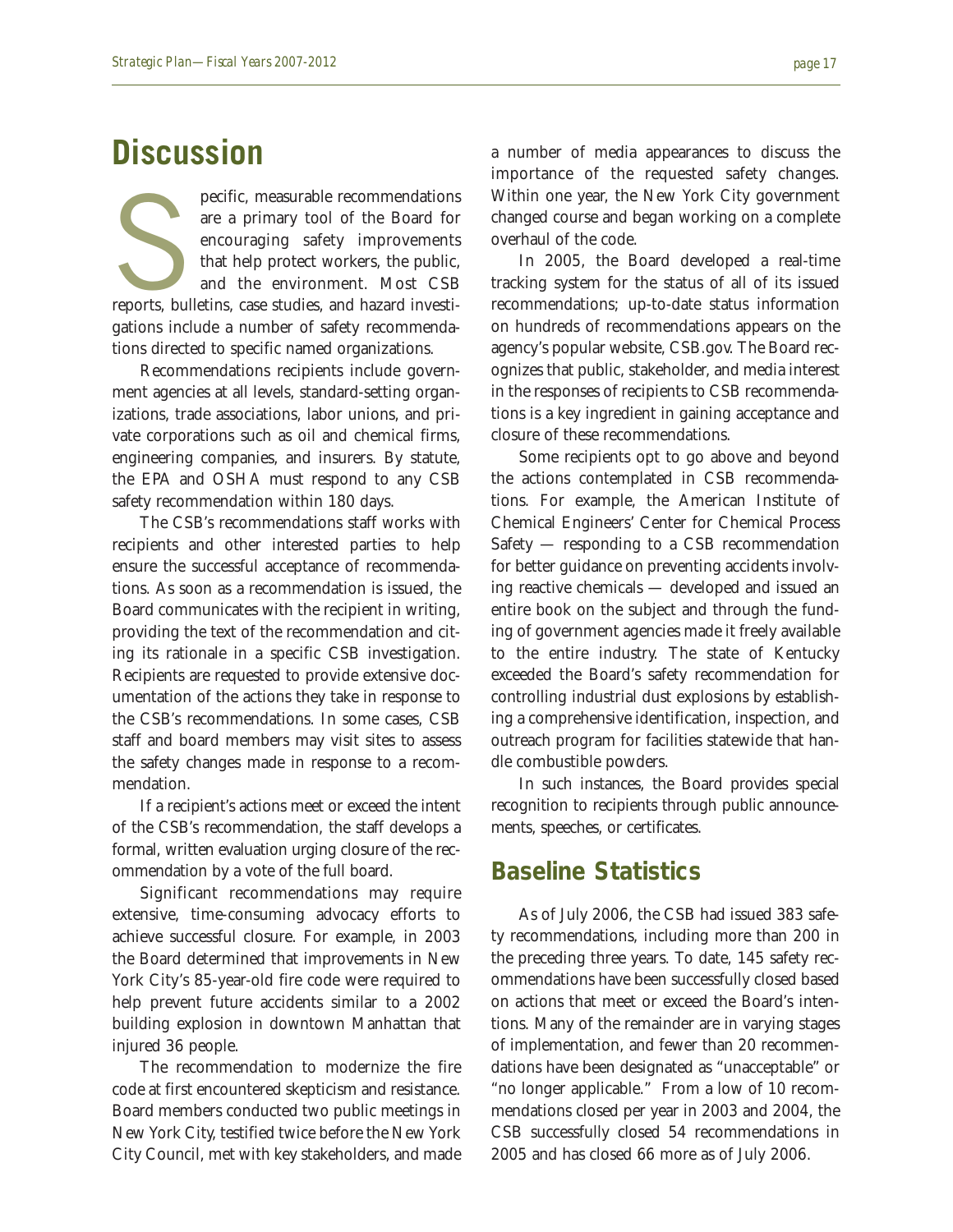# Discussion

Specific, measurable recommendations are a primary tool of the Board for encouraging safety improvements that help protect workers, the public, and the environment. Most CSB reports, bulletins, case studies, and hazard investigations include a number of safety recommendations directed to specific named organizations.

Recommendations recipients include government agencies at all levels, standard-setting organizations, trade associations, labor unions, and private corporations such as oil and chemical firms, engineering companies, and insurers. By statute, the EPA and OSHA must respond to any CSB safety recommendation within 180 days.

The CSB's recommendations staff works with recipients and other interested parties to help ensure the successful acceptance of recommendations. As soon as a recommendation is issued, the Board communicates with the recipient in writing, providing the text of the recommendation and citing its rationale in a specific CSB investigation. Recipients are requested to provide extensive documentation of the actions they take in response to the CSB's recommendations. In some cases, CSB staff and board members may visit sites to assess the safety changes made in response to a recommendation.

If a recipient's actions meet or exceed the intent of the CSB's recommendation, the staff develops a formal, written evaluation urging closure of the recommendation by a vote of the full board.

Significant recommendations may require extensive, time-consuming advocacy efforts to achieve successful closure. For example, in 2003 the Board determined that improvements in New York City's 85-year-old fire code were required to help prevent future accidents similar to a 2002 building explosion in downtown Manhattan that injured 36 people.

The recommendation to modernize the fire code at first encountered skepticism and resistance. Board members conducted two public meetings in New York City, testified twice before the New York City Council, met with key stakeholders, and made a number of media appearances to discuss the importance of the requested safety changes. Within one year, the New York City government changed course and began working on a complete overhaul of the code.

In 2005, the Board developed a real-time tracking system for the status of all of its issued recommendations; up-to-date status information on hundreds of recommendations appears on the agency's popular website, CSB.gov. The Board recognizes that public, stakeholder, and media interest in the responses of recipients to CSB recommendations is a key ingredient in gaining acceptance and closure of these recommendations.

Some recipients opt to go above and beyond the actions contemplated in CSB recommendations. For example, the American Institute of Chemical Engineers' Center for Chemical Process Safety — responding to a CSB recommendation for better guidance on preventing accidents involving reactive chemicals — developed and issued an entire book on the subject and through the funding of government agencies made it freely available to the entire industry. The state of Kentucky exceeded the Board's safety recommendation for controlling industrial dust explosions by establishing a comprehensive identification, inspection, and outreach program for facilities statewide that handle combustible powders.

In such instances, the Board provides special recognition to recipients through public announcements, speeches, or certificates.

## Baseline Statistics

As of July 2006, the CSB had issued 383 safety recommendations, including more than 200 in the preceding three years. To date, 145 safety recommendations have been successfully closed based on actions that meet or exceed the Board's intentions. Many of the remainder are in varying stages of implementation, and fewer than 20 recommendations have been designated as "unacceptable" or "no longer applicable." From a low of 10 recommendations closed per year in 2003 and 2004, the CSB successfully closed 54 recommendations in 2005 and has closed 66 more as of July 2006.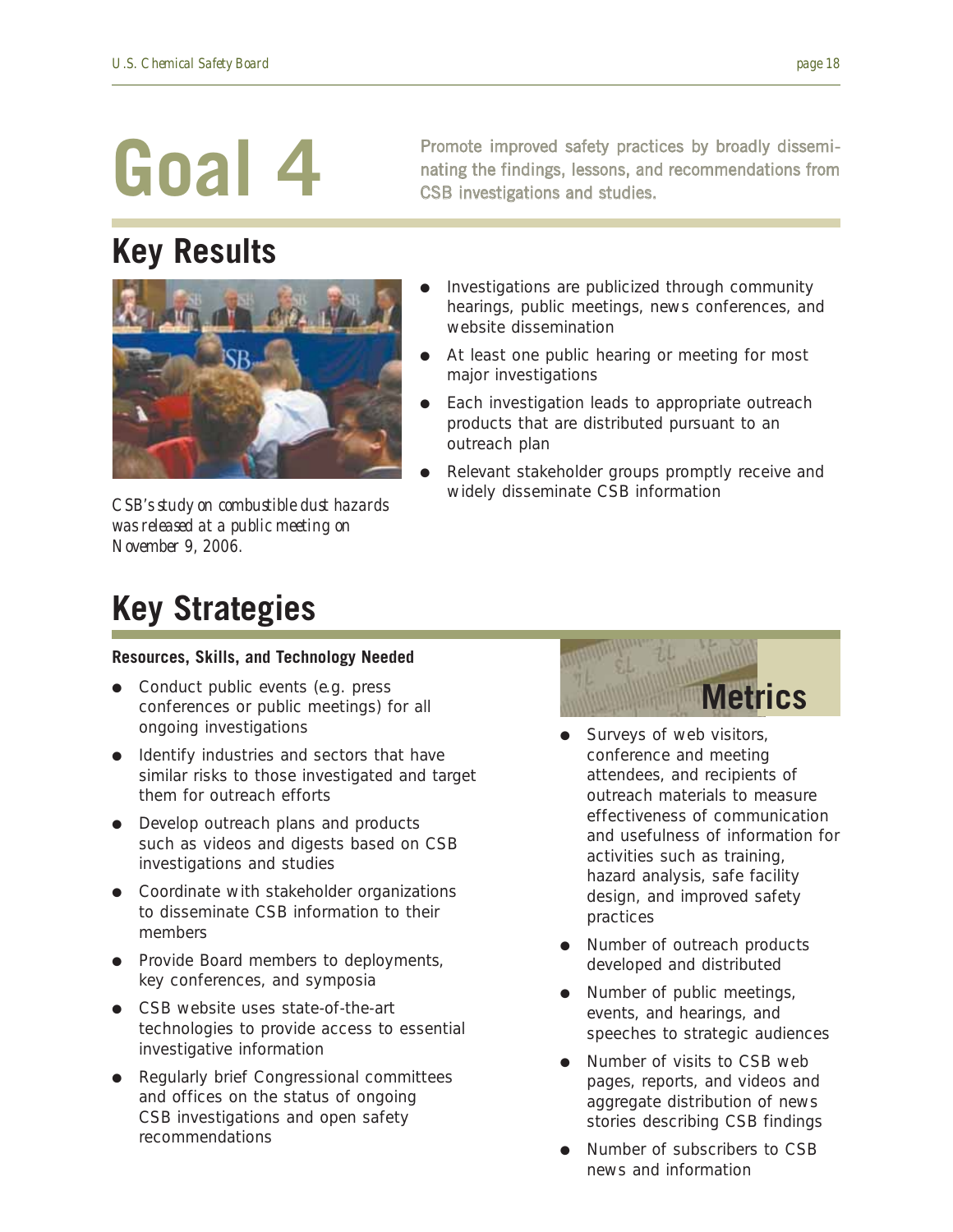# Goal 4

Promote improved safety practices by broadly disseminating the findings, lessons, and recommendations from CSB investigations and studies.

## Key Results

*CSB's study on combustible dust hazards was released at a public meeting on November 9, 2006.*

- Investigations are publicized through community hearings, public meetings, news conferences, and website dissemination
- At least one public hearing or meeting for most major investigations
- Each investigation leads to appropriate outreach products that are distributed pursuant to an outreach plan
- Relevant stakeholder groups promptly receive and widely disseminate CSB information

## Key Strategies

**Resources, Skills, and Technology Needed**

- Conduct public events (e.g. press conferences or public meetings) for all ongoing investigations
- Identify industries and sectors that have similar risks to those investigated and target them for outreach efforts
- Develop outreach plans and products such as videos and digests based on CSB investigations and studies
- Coordinate with stakeholder organizations to disseminate CSB information to their members
- Provide Board members to deployments, key conferences, and symposia
- CSB website uses state-of-the-art technologies to provide access to essential investigative information
- Regularly brief Congressional committees and offices on the status of ongoing CSB investigations and open safety recommendations

## Metrics

- Surveys of web visitors, conference and meeting attendees, and recipients of outreach materials to measure effectiveness of communication and usefulness of information for activities such as training, hazard analysis, safe facility design, and improved safety practices
- Number of outreach products developed and distributed
- Number of public meetings, events, and hearings, and speeches to strategic audiences
- Number of visits to CSB web pages, reports, and videos and aggregate distribution of news stories describing CSB findings
- Number of subscribers to CSB news and information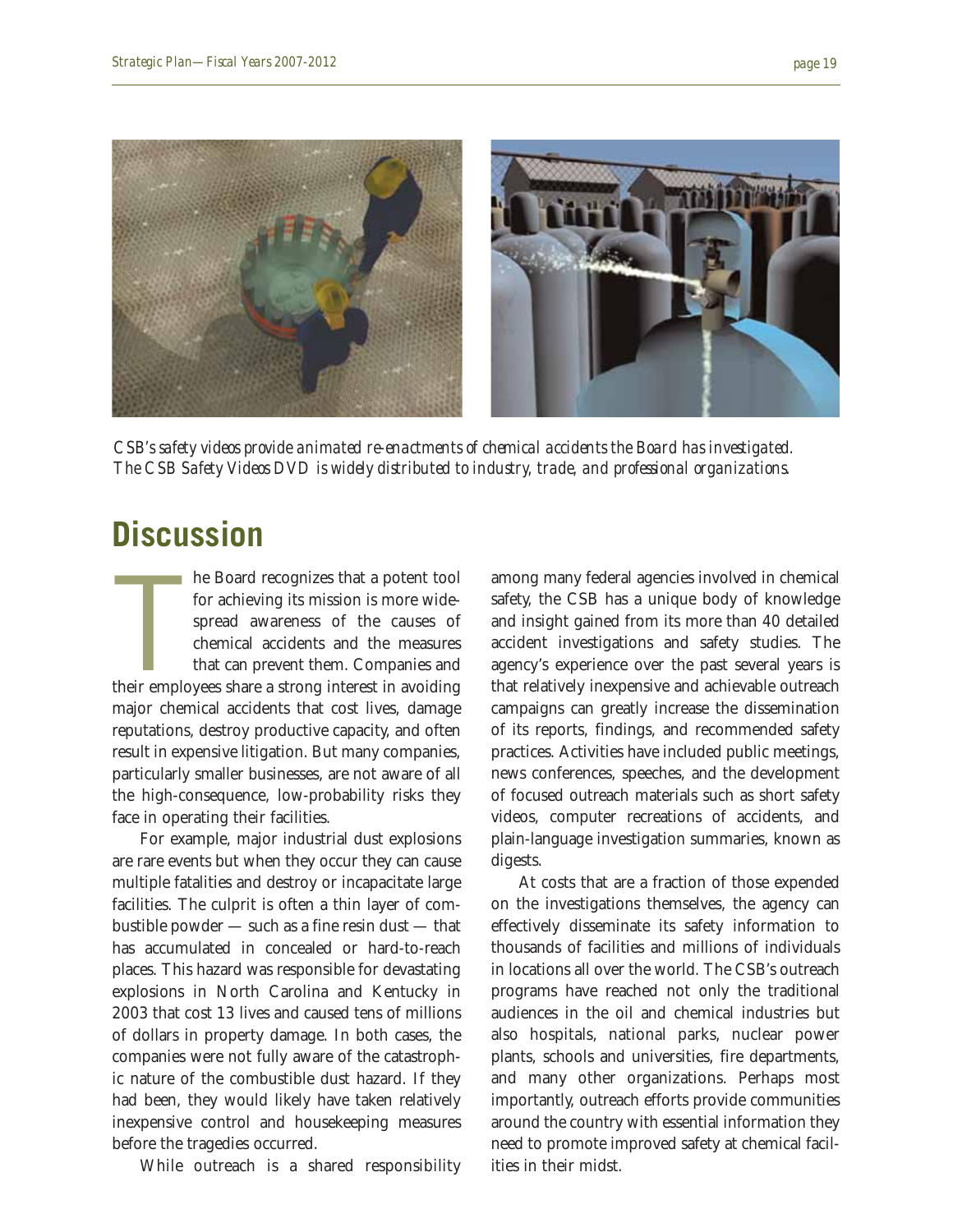*CSB's safety videos provide animated re-enactments of chemical accidents the Board has investigated. The CSB Safety Videos DVD is widely distributed to industry, trade, and professional organizations.*

## Discussion

The Board recognizes that a potent tool for achieving its mission is more widespread awareness of the causes of chemical accidents and the measures that can prevent them. Companies and their employees share a strong interest in avoiding major chemical accidents that cost lives, damage reputations, destroy productive capacity, and often result in expensive litigation. But many companies, particularly smaller businesses, are not aware of all the high-consequence, low-probability risks they face in operating their facilities.

For example, major industrial dust explosions are rare events but when they occur they can cause multiple fatalities and destroy or incapacitate large facilities. The culprit is often a thin layer of combustible powder — such as a fine resin dust — that has accumulated in concealed or hard-to-reach places. This hazard was responsible for devastating explosions in North Carolina and Kentucky in 2003 that cost 13 lives and caused tens of millions of dollars in property damage. In both cases, the companies were not fully aware of the catastrophic nature of the combustible dust hazard. If they had been, they would likely have taken relatively inexpensive control and housekeeping measures before the tragedies occurred.

While outreach is a shared responsibility among many federal agencies involved in chemical safety, the CSB has a unique body of knowledge and insight gained from its more than 40 detailed accident investigations and safety studies. The agency's experience over the past several years is that relatively inexpensive and achievable outreach campaigns can greatly increase the dissemination of its reports, findings, and recommended safety practices. Activities have included public meetings, news conferences, speeches, and the development of focused outreach materials such as short safety videos, computer recreations of accidents, and plain-language investigation summaries, known as digests.

At costs that are a fraction of those expended on the investigations themselves, the agency can effectively disseminate its safety information to thousands of facilities and millions of individuals in locations all over the world. The CSB's outreach programs have reached not only the traditional audiences in the oil and chemical industries but also hospitals, national parks, nuclear power plants, schools and universities, fire departments, and many other organizations. Perhaps most importantly, outreach efforts provide communities around the country with essential information they need to promote improved safety at chemical facilities in their midst.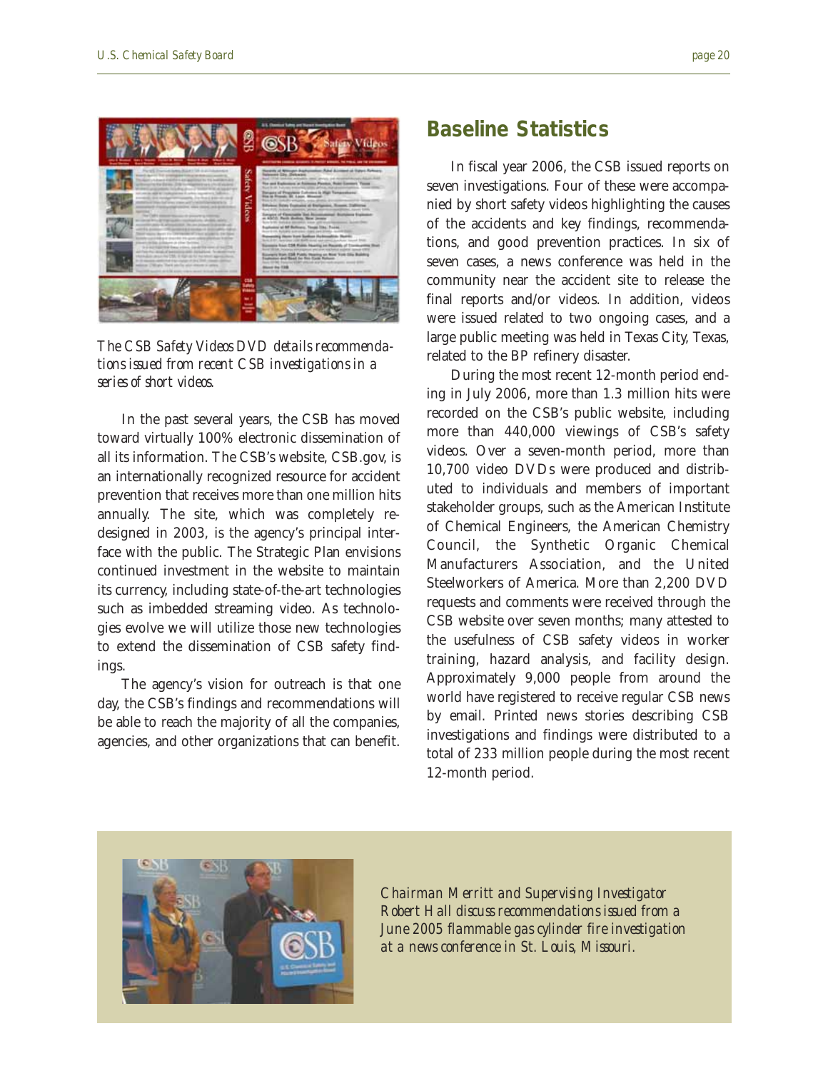*The CSB Safety Videos DVD details recommendations issued from recent CSB investigations in a series of short videos.*

In the past several years, the CSB has moved toward virtually 100% electronic dissemination of all its information. The CSB's website, CSB.gov, is an internationally recognized resource for accident prevention that receives more than one million hits annually. The site, which was completely redesigned in 2003, is the agency's principal interface with the public. The Strategic Plan envisions continued investment in the website to maintain its currency, including state-of-the-art technologies such as imbedded streaming video. As technologies evolve we will utilize those new technologies to extend the dissemination of CSB safety findings.

The agency's vision for outreach is that one day, the CSB's findings and recommendations will be able to reach the majority of all the companies, agencies, and other organizations that can benefit.

## Baseline Statistics

In fiscal year 2006, the CSB issued reports on seven investigations. Four of these were accompanied by short safety videos highlighting the causes of the accidents and key findings, recommendations, and good prevention practices. In six of seven cases, a news conference was held in the community near the accident site to release the final reports and/or videos. In addition, videos were issued related to two ongoing cases, and a large public meeting was held in Texas City, Texas, related to the BP refinery disaster.

During the most recent 12-month period ending in July 2006, more than 1.3 million hits were recorded on the CSB's public website, including more than 440,000 viewings of CSB's safety videos. Over a seven-month period, more than 10,700 video DVDs were produced and distributed to individuals and members of important stakeholder groups, such as the American Institute of Chemical Engineers, the American Chemistry Council, the Synthetic Organic Chemical Manufacturers Association, and the United Steelworkers of America. More than 2,200 DVD requests and comments were received through the CSB website over seven months; many attested to the usefulness of CSB safety videos in worker training, hazard analysis, and facility design. Approximately 9,000 people from around the world have registered to receive regular CSB news by email. Printed news stories describing CSB investigations and findings were distributed to a total of 233 million people during the most recent 12-month period.

*Chairman Merritt and Supervising Investigator Robert Hall discuss recommendations issued from a June 2005 flammable gas cylinder fire investigation at a news conference in St. Louis, Missouri.*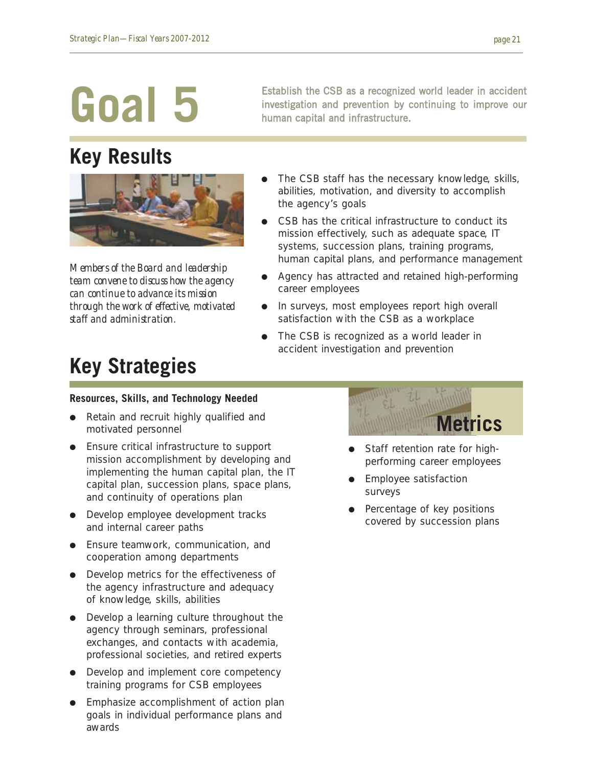# Goal 5

Establish the CSB as a recognized world leader in accident investigation and prevention by continuing to improve our human capital and infrastructure.

## Key Results

*Members of the Board and leadership team convene to discuss how the agency can continue to advance its mission through the work of effective, motivated staff and administration.*

- The CSB staff has the necessary knowledge, skills, abilities, motivation, and diversity to accomplish the agency's goals
- CSB has the critical infrastructure to conduct its mission effectively, such as adequate space, IT systems, succession plans, training programs, human capital plans, and performance management
- Agency has attracted and retained high-performing career employees
- In surveys, most employees report high overall satisfaction with the CSB as a workplace
- The CSB is recognized as a world leader in accident investigation and prevention

## Key Strategies

**Resources, Skills, and Technology Needed**

- Retain and recruit highly qualified and motivated personnel
- Ensure critical infrastructure to support mission accomplishment by developing and implementing the human capital plan, the IT capital plan, succession plans, space plans, and continuity of operations plan
- Develop employee development tracks and internal career paths
- Ensure teamwork, communication, and cooperation among departments
- Develop metrics for the effectiveness of the agency infrastructure and adequacy of knowledge, skills, abilities
- Develop a learning culture throughout the agency through seminars, professional exchanges, and contacts with academia, professional societies, and retired experts
- Develop and implement core competency training programs for CSB employees
- Emphasize accomplishment of action plan goals in individual performance plans and awards

## Metrics

- Staff retention rate for high-performing career employees
- Employee satisfaction surveys
- Percentage of key positions covered by succession plans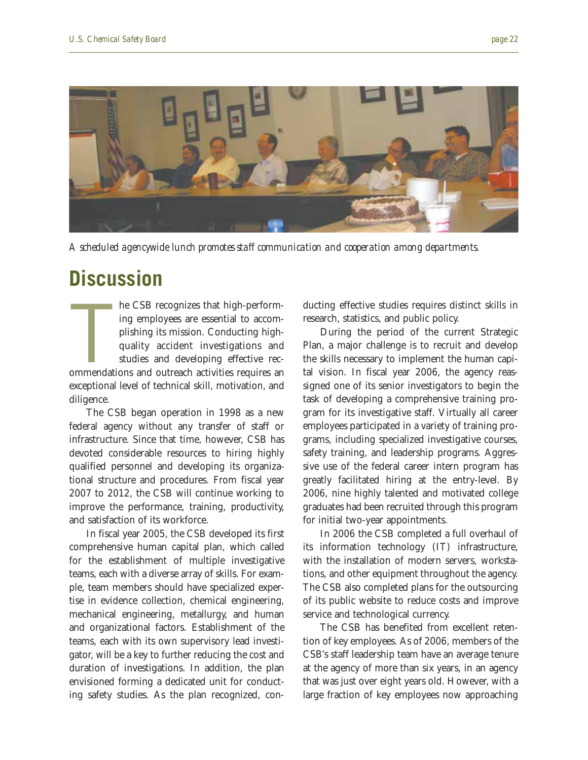*A scheduled agencywide lunch promotes staff communication and cooperation among departments.*

# Discussion

The CSB recognizes that high-performing employees are essential to accomplishing its mission. Conducting high-quality accident investigations and studies and developing effective recommendations and outreach activities requires an exceptional level of technical skill, motivation, and diligence.

The CSB began operation in 1998 as a new federal agency without any transfer of staff or infrastructure. Since that time, however, CSB has devoted considerable resources to hiring highly qualified personnel and developing its organizational structure and procedures. From fiscal year 2007 to 2012, the CSB will continue working to improve the performance, training, productivity, and satisfaction of its workforce.

In fiscal year 2005, the CSB developed its first comprehensive human capital plan, which called for the establishment of multiple investigative teams, each with a diverse array of skills. For example, team members should have specialized expertise in evidence collection, chemical engineering, mechanical engineering, metallurgy, and human and organizational factors. Establishment of the teams, each with its own supervisory lead investigator, will be a key to further reducing the cost and duration of investigations. In addition, the plan envisioned forming a dedicated unit for conducting safety studies. As the plan recognized, conducting effective studies requires distinct skills in research, statistics, and public policy.

During the period of the current Strategic Plan, a major challenge is to recruit and develop the skills necessary to implement the human capital vision. In fiscal year 2006, the agency reassigned one of its senior investigators to begin the task of developing a comprehensive training program for its investigative staff. Virtually all career employees participated in a variety of training programs, including specialized investigative courses, safety training, and leadership programs. Aggressive use of the federal career intern program has greatly facilitated hiring at the entry-level. By 2006, nine highly talented and motivated college graduates had been recruited through this program for initial two-year appointments.

In 2006 the CSB completed a full overhaul of its information technology (IT) infrastructure, with the installation of modern servers, workstations, and other equipment throughout the agency. The CSB also completed plans for the outsourcing of its public website to reduce costs and improve service and technological currency.

The CSB has benefited from excellent retention of key employees. As of 2006, members of the CSB's staff leadership team have an average tenure at the agency of more than six years, in an agency that was just over eight years old. However, with a large fraction of key employees now approaching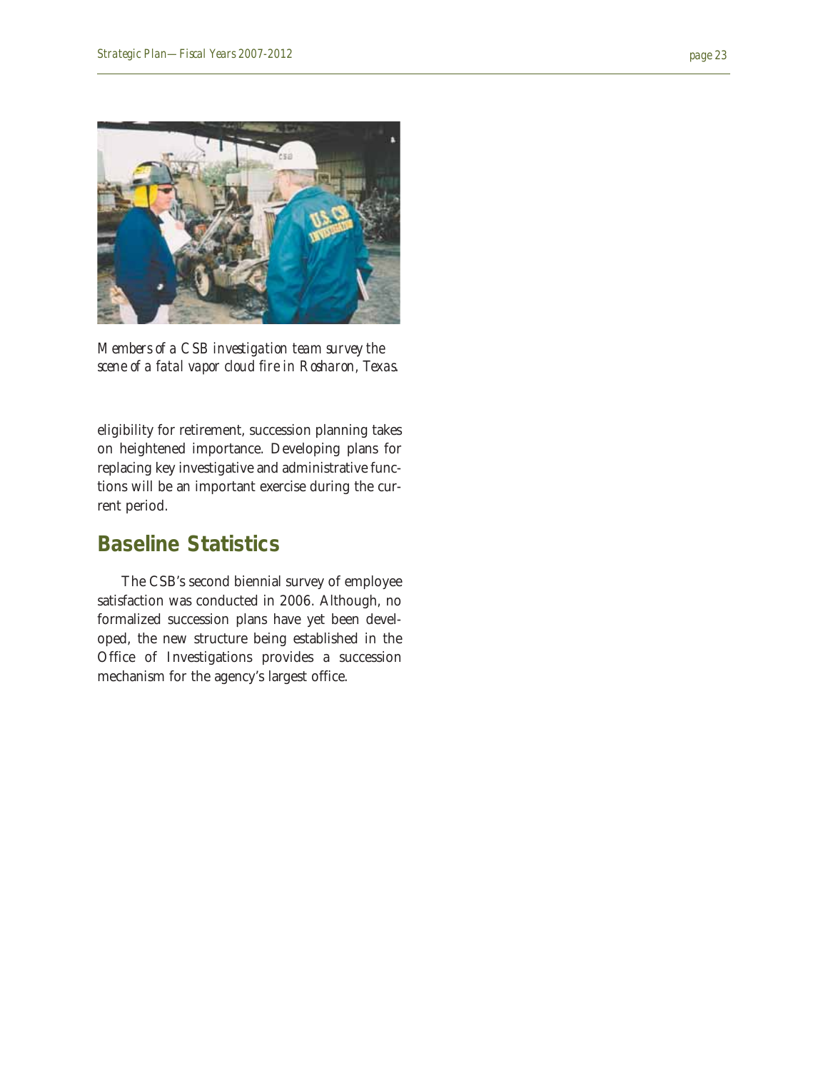*Members of a CSB investigation team survey the scene of a fatal vapor cloud fire in Rosharon, Texas.*

eligibility for retirement, succession planning takes on heightened importance. Developing plans for replacing key investigative and administrative functions will be an important exercise during the current period.

## Baseline Statistics

The CSB's second biennial survey of employee satisfaction was conducted in 2006. Although, no formalized succession plans have yet been developed, the new structure being established in the Office of Investigations provides a succession mechanism for the agency's largest office.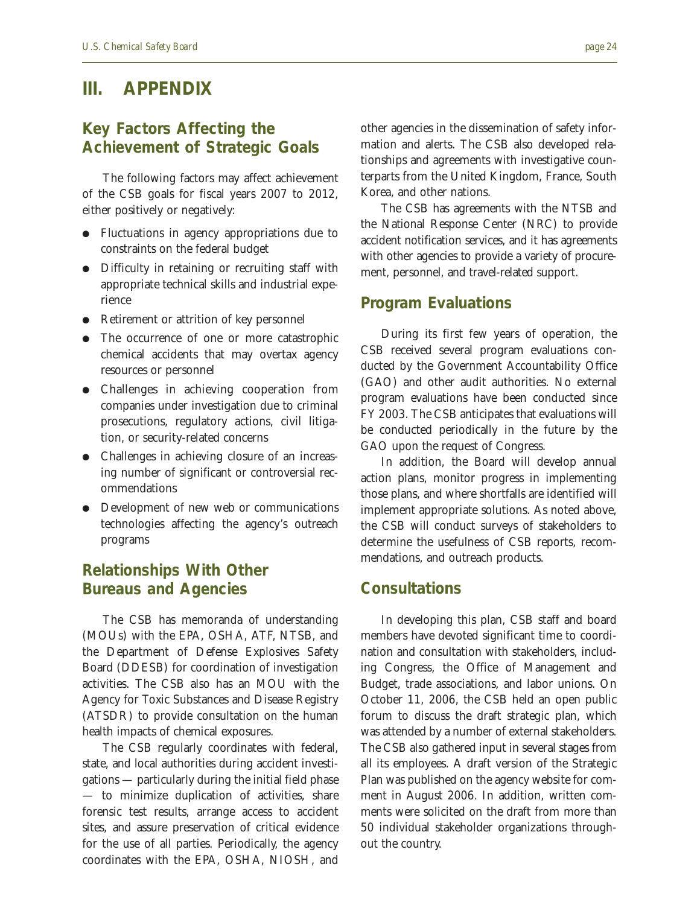# III. APPENDIX

## Key Factors Affecting the Achievement of Strategic Goals

The following factors may affect achievement of the CSB goals for fiscal years 2007 to 2012, either positively or negatively:

- Fluctuations in agency appropriations due to constraints on the federal budget
- Difficulty in retaining or recruiting staff with appropriate technical skills and industrial experience
- Retirement or attrition of key personnel
- The occurrence of one or more catastrophic chemical accidents that may overtax agency resources or personnel
- Challenges in achieving cooperation from companies under investigation due to criminal prosecutions, regulatory actions, civil litigation, or security-related concerns
- Challenges in achieving closure of an increasing number of significant or controversial recommendations
- Development of new web or communications technologies affecting the agency's outreach programs

## Relationships With Other Bureaus and Agencies

The CSB has memoranda of understanding (MOUs) with the EPA, OSHA, ATF, NTSB, and the Department of Defense Explosives Safety Board (DDESB) for coordination of investigation activities. The CSB also has an MOU with the Agency for Toxic Substances and Disease Registry (ATSDR) to provide consultation on the human health impacts of chemical exposures.

The CSB regularly coordinates with federal, state, and local authorities during accident investigations — particularly during the initial field phase — to minimize duplication of activities, share forensic test results, arrange access to accident sites, and assure preservation of critical evidence for the use of all parties. Periodically, the agency coordinates with the EPA, OSHA, NIOSH, and other agencies in the dissemination of safety information and alerts. The CSB also developed relationships and agreements with investigative counterparts from the United Kingdom, France, South Korea, and other nations.

The CSB has agreements with the NTSB and the National Response Center (NRC) to provide accident notification services, and it has agreements with other agencies to provide a variety of procurement, personnel, and travel-related support.

## Program Evaluations

During its first few years of operation, the CSB received several program evaluations conducted by the Government Accountability Office (GAO) and other audit authorities. No external program evaluations have been conducted since FY 2003. The CSB anticipates that evaluations will be conducted periodically in the future by the GAO upon the request of Congress.

In addition, the Board will develop annual action plans, monitor progress in implementing those plans, and where shortfalls are identified will implement appropriate solutions. As noted above, the CSB will conduct surveys of stakeholders to determine the usefulness of CSB reports, recommendations, and outreach products.

## Consultations

In developing this plan, CSB staff and board members have devoted significant time to coordination and consultation with stakeholders, including Congress, the Office of Management and Budget, trade associations, and labor unions. On October 11, 2006, the CSB held an open public forum to discuss the draft strategic plan, which was attended by a number of external stakeholders. The CSB also gathered input in several stages from all its employees. A draft version of the Strategic Plan was published on the agency website for comment in August 2006. In addition, written comments were solicited on the draft from more than 50 individual stakeholder organizations throughout the country.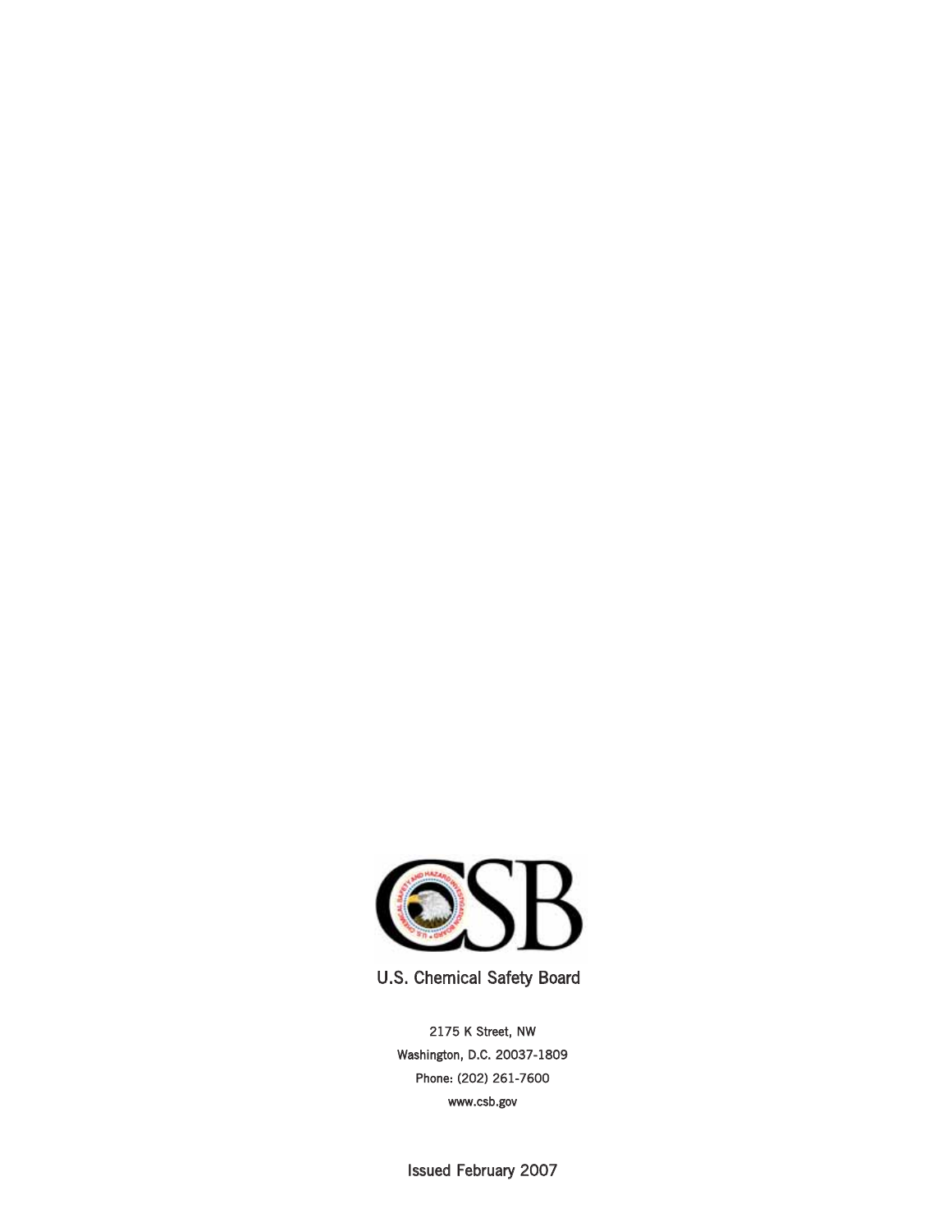U.S. Chemical Safety Board

2175 K Street, NW

Washington, D.C. 20037-1809

Phone: (202) 261-7600

www.csb.gov

Issued February 2007